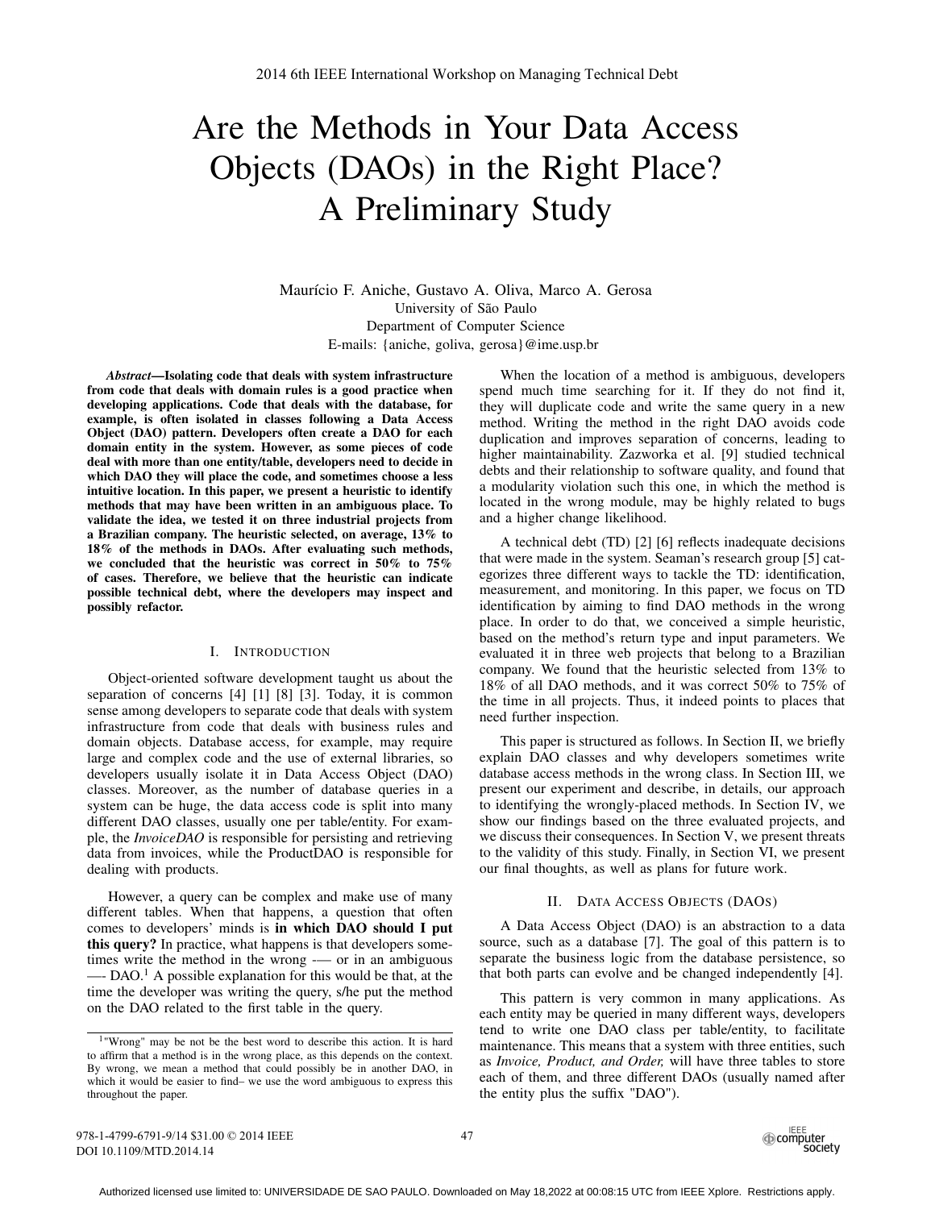# Are the Methods in Your Data Access Objects (DAOs) in the Right Place? A Preliminary Study

Maurício F. Aniche, Gustavo A. Oliva, Marco A. Gerosa
University of São Paulo
Department of Computer Science
E-mails: {aniche, goliva, gerosa}@ime.usp.br

***Abstract*—Isolating code that deals with system infrastructure from code that deals with domain rules is a good practice when developing applications. Code that deals with the database, for example, is often isolated in classes following a Data Access Object (DAO) pattern. Developers often create a DAO for each domain entity in the system. However, as some pieces of code deal with more than one entity/table, developers need to decide in which DAO they will place the code, and sometimes choose a less intuitive location. In this paper, we present a heuristic to identify methods that may have been written in an ambiguous place. To validate the idea, we tested it on three industrial projects from a Brazilian company. The heuristic selected, on average, 13% to 18% of the methods in DAOs. After evaluating such methods, we concluded that the heuristic was correct in 50% to 75% of cases. Therefore, we believe that the heuristic can indicate possible technical debt, where the developers may inspect and possibly refactor.**

## I. Introduction

Object-oriented software development taught us about the separation of concerns [4] [1] [8] [3]. Today, it is common sense among developers to separate code that deals with system infrastructure from code that deals with business rules and domain objects. Database access, for example, may require large and complex code and the use of external libraries, so developers usually isolate it in Data Access Object (DAO) classes. Moreover, as the number of database queries in a system can be huge, the data access code is split into many different DAO classes, usually one per table/entity. For example, the *InvoiceDAO* is responsible for persisting and retrieving data from invoices, while the ProductDAO is responsible for dealing with products.

However, a query can be complex and make use of many different tables. When that happens, a question that often comes to developers' minds is **in which DAO should I put this query?** In practice, what happens is that developers sometimes write the method in the wrong -— or in an ambiguous —- DAO.[1] A possible explanation for this would be that, at the time the developer was writing the query, s/he put the method on the DAO related to the first table in the query.

When the location of a method is ambiguous, developers spend much time searching for it. If they do not find it, they will duplicate code and write the same query in a new method. Writing the method in the right DAO avoids code duplication and improves separation of concerns, leading to higher maintainability. Zazworka et al. [9] studied technical debts and their relationship to software quality, and found that a modularity violation such this one, in which the method is located in the wrong module, may be highly related to bugs and a higher change likelihood.

A technical debt (TD) [2] [6] reflects inadequate decisions that were made in the system. Seaman's research group [5] categorizes three different ways to tackle the TD: identification, measurement, and monitoring. In this paper, we focus on TD identification by aiming to find DAO methods in the wrong place. In order to do that, we conceived a simple heuristic, based on the method's return type and input parameters. We evaluated it in three web projects that belong to a Brazilian company. We found that the heuristic selected from 13% to 18% of all DAO methods, and it was correct 50% to 75% of the time in all projects. Thus, it indeed points to places that need further inspection.

This paper is structured as follows. In Section II, we briefly explain DAO classes and why developers sometimes write database access methods in the wrong class. In Section III, we present our experiment and describe, in details, our approach to identifying the wrongly-placed methods. In Section IV, we show our findings based on the three evaluated projects, and we discuss their consequences. In Section V, we present threats to the validity of this study. Finally, in Section VI, we present our final thoughts, as well as plans for future work.

## II. Data Access Objects (DAOs)

A Data Access Object (DAO) is an abstraction to a data source, such as a database [7]. The goal of this pattern is to separate the business logic from the database persistence, so that both parts can evolve and be changed independently [4].

This pattern is very common in many applications. As each entity may be queried in many different ways, developers tend to write one DAO class per table/entity, to facilitate maintenance. This means that a system with three entities, such as *Invoice, Product, and Order,* will have three tables to store each of them, and three different DAOs (usually named after the entity plus the suffix "DAO").

[1] "Wrong" may be not be the best word to describe this action. It is hard to affirm that a method is in the wrong place, as this depends on the context. By wrong, we mean a method that could possibly be in another DAO, in which it would be easier to find– we use the word ambiguous to express this throughout the paper.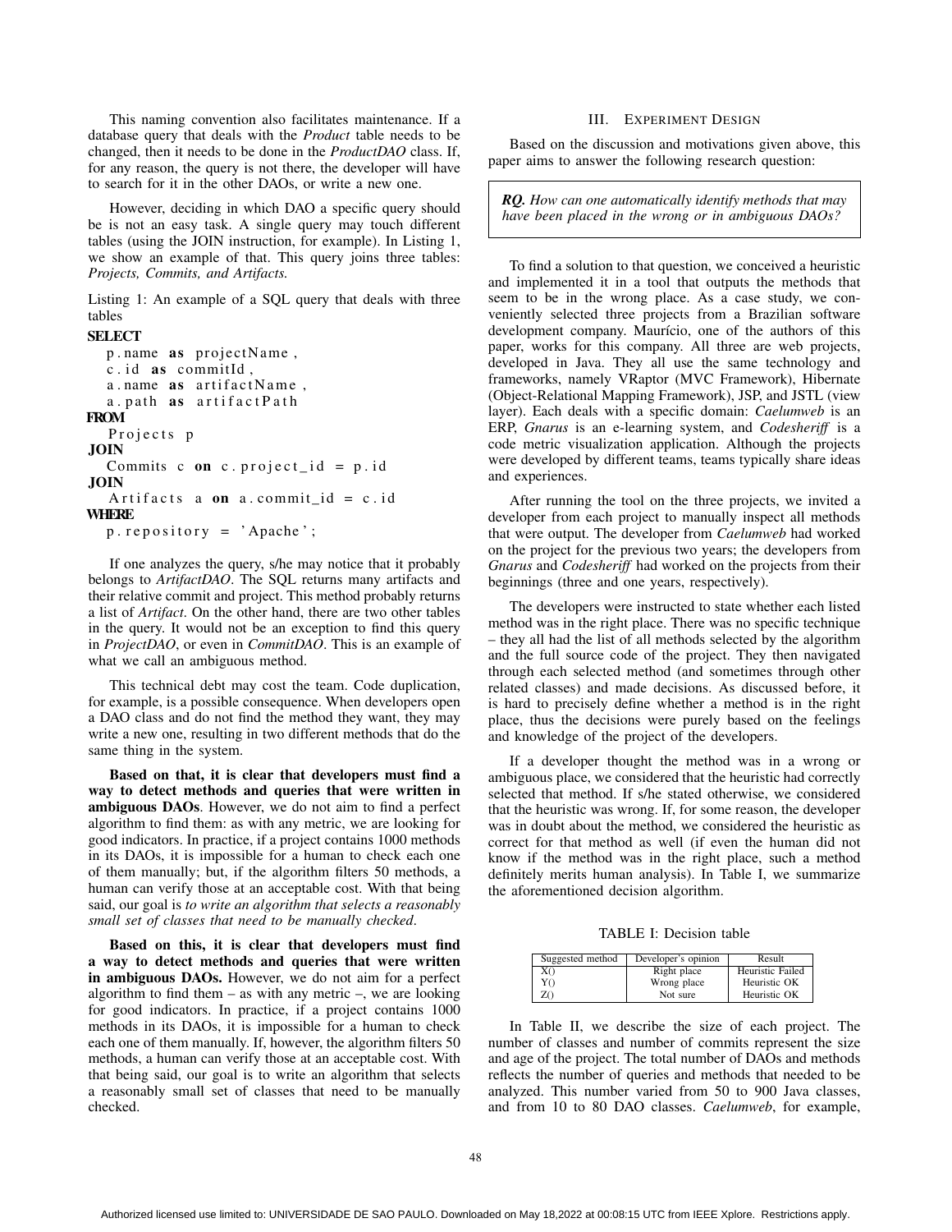This naming convention also facilitates maintenance. If a database query that deals with the *Product* table needs to be changed, then it needs to be done in the *ProductDAO* class. If, for any reason, the query is not there, the developer will have to search for it in the other DAOs, or write a new one.

However, deciding in which DAO a specific query should be is not an easy task. A single query may touch different tables (using the JOIN instruction, for example). In Listing 1, we show an example of that. This query joins three tables: *Projects, Commits, and Artifacts.*

Listing 1: An example of a SQL query that deals with three tables

```
SELECT
   p.name as projectName,
   c.id as commitId,
   a.name as artifactName,
   a.path as artifactPath
FROM
   Projects p
JOIN
   Commits c on c.project_id = p.id
JOIN
   Artifacts a on a.commit_id = c.id
WHERE
   p.repository = 'Apache';
```

If one analyzes the query, s/he may notice that it probably belongs to *ArtifactDAO*. The SQL returns many artifacts and their relative commit and project. This method probably returns a list of *Artifact*. On the other hand, there are two other tables in the query. It would not be an exception to find this query in *ProjectDAO*, or even in *CommitDAO*. This is an example of what we call an ambiguous method.

This technical debt may cost the team. Code duplication, for example, is a possible consequence. When developers open a DAO class and do not find the method they want, they may write a new one, resulting in two different methods that do the same thing in the system.

**Based on that, it is clear that developers must find a way to detect methods and queries that were written in ambiguous DAOs**. However, we do not aim to find a perfect algorithm to find them: as with any metric, we are looking for good indicators. In practice, if a project contains 1000 methods in its DAOs, it is impossible for a human to check each one of them manually; but, if the algorithm filters 50 methods, a human can verify those at an acceptable cost. With that being said, our goal is *to write an algorithm that selects a reasonably small set of classes that need to be manually checked*.

**Based on this, it is clear that developers must find a way to detect methods and queries that were written in ambiguous DAOs.** However, we do not aim for a perfect algorithm to find them – as with any metric –, we are looking for good indicators. In practice, if a project contains 1000 methods in its DAOs, it is impossible for a human to check each one of them manually. If, however, the algorithm filters 50 methods, a human can verify those at an acceptable cost. With that being said, our goal is to write an algorithm that selects a reasonably small set of classes that need to be manually checked.

## III. Experiment Design

Based on the discussion and motivations given above, this paper aims to answer the following research question:

> ***RQ.*** *How can one automatically identify methods that may have been placed in the wrong or in ambiguous DAOs?*

To find a solution to that question, we conceived a heuristic and implemented it in a tool that outputs the methods that seem to be in the wrong place. As a case study, we conveniently selected three projects from a Brazilian software development company. Maurício, one of the authors of this paper, works for this company. All three are web projects, developed in Java. They all use the same technology and frameworks, namely VRaptor (MVC Framework), Hibernate (Object-Relational Mapping Framework), JSP, and JSTL (view layer). Each deals with a specific domain: *Caelumweb* is an ERP, *Gnarus* is an e-learning system, and *Codesheriff* is a code metric visualization application. Although the projects were developed by different teams, teams typically share ideas and experiences.

After running the tool on the three projects, we invited a developer from each project to manually inspect all methods that were output. The developer from *Caelumweb* had worked on the project for the previous two years; the developers from *Gnarus* and *Codesheriff* had worked on the projects from their beginnings (three and one years, respectively).

The developers were instructed to state whether each listed method was in the right place. There was no specific technique – they all had the list of all methods selected by the algorithm and the full source code of the project. They then navigated through each selected method (and sometimes through other related classes) and made decisions. As discussed before, it is hard to precisely define whether a method is in the right place, thus the decisions were purely based on the feelings and knowledge of the project of the developers.

If a developer thought the method was in a wrong or ambiguous place, we considered that the heuristic had correctly selected that method. If s/he stated otherwise, we considered that the heuristic was wrong. If, for some reason, the developer was in doubt about the method, we considered the heuristic as correct for that method as well (if even the human did not know if the method was in the right place, such a method definitely merits human analysis). In Table I, we summarize the aforementioned decision algorithm.

TABLE I: Decision table

| Suggested method | Developer's opinion | Result |
|---|---|---|
| X() | Right place | Heuristic Failed |
| Y() | Wrong place | Heuristic OK |
| Z() | Not sure | Heuristic OK |

In Table II, we describe the size of each project. The number of classes and number of commits represent the size and age of the project. The total number of DAOs and methods reflects the number of queries and methods that needed to be analyzed. This number varied from 50 to 900 Java classes, and from 10 to 80 DAO classes. *Caelumweb*, for example,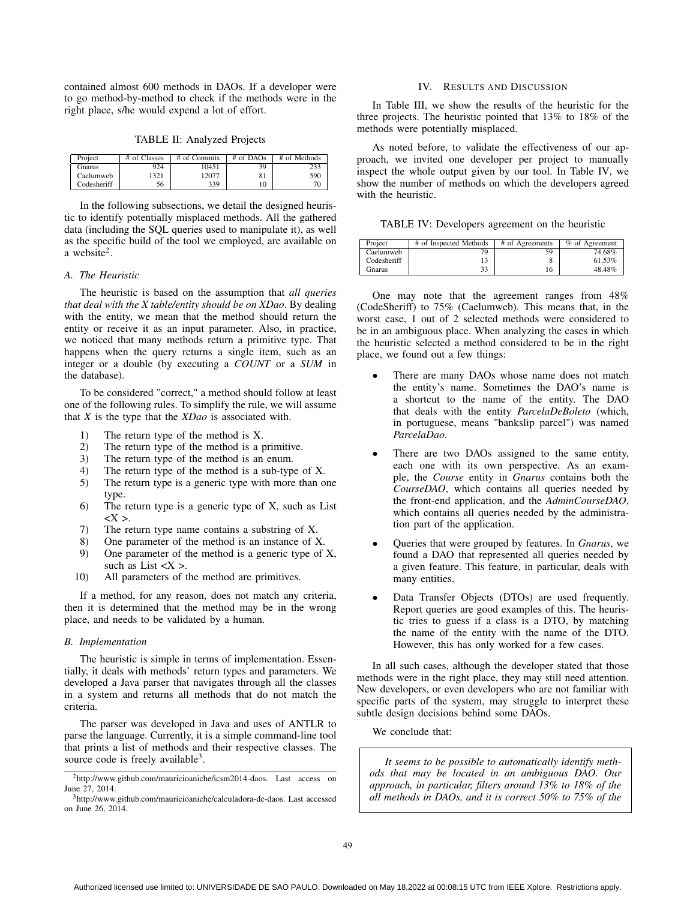contained almost 600 methods in DAOs. If a developer were to go method-by-method to check if the methods were in the right place, s/he would expend a lot of effort.

TABLE II: Analyzed Projects

| Project | # of Classes | # of Commits | # of DAOs | # of Methods |
|---|---|---|---|---|
| Gnarus | 924 | 10451 | 39 | 233 |
| Caelumweb | 1321 | 12077 | 81 | 590 |
| Codesheriff | 56 | 339 | 10 | 70 |

In the following subsections, we detail the designed heuristic to identify potentially misplaced methods. All the gathered data (including the SQL queries used to manipulate it), as well as the specific build of the tool we employed, are available on a website[2].

### A. The Heuristic

The heuristic is based on the assumption that *all queries that deal with the X table/entity should be on XDao*. By dealing with the entity, we mean that the method should return the entity or receive it as an input parameter. Also, in practice, we noticed that many methods return a primitive type. That happens when the query returns a single item, such as an integer or a double (by executing a *COUNT* or a *SUM* in the database).

To be considered "correct," a method should follow at least one of the following rules. To simplify the rule, we will assume that *X* is the type that the *XDao* is associated with.

1) The return type of the method is X.
2) The return type of the method is a primitive.
3) The return type of the method is an enum.
4) The return type of the method is a sub-type of X.
5) The return type is a generic type with more than one type.
6) The return type is a generic type of X, such as List <X >.
7) The return type name contains a substring of X.
8) One parameter of the method is an instance of X.
9) One parameter of the method is a generic type of X, such as List <X >.
10) All parameters of the method are primitives.

If a method, for any reason, does not match any criteria, then it is determined that the method may be in the wrong place, and needs to be validated by a human.

### B. Implementation

The heuristic is simple in terms of implementation. Essentially, it deals with methods' return types and parameters. We developed a Java parser that navigates through all the classes in a system and returns all methods that do not match the criteria.

The parser was developed in Java and uses of ANTLR to parse the language. Currently, it is a simple command-line tool that prints a list of methods and their respective classes. The source code is freely available[3].

[2] http://www.github.com/mauricioaniche/icsm2014-daos. Last access on June 27, 2014.

[3] http://www.github.com/mauricioaniche/calculadora-de-daos. Last accessed on June 26, 2014.

## IV. Results and Discussion

In Table III, we show the results of the heuristic for the three projects. The heuristic pointed that 13% to 18% of the methods were potentially misplaced.

As noted before, to validate the effectiveness of our approach, we invited one developer per project to manually inspect the whole output given by our tool. In Table IV, we show the number of methods on which the developers agreed with the heuristic.

TABLE IV: Developers agreement on the heuristic

| Project | # of Inspected Methods | # of Agreements | % of Agreement |
|---|---|---|---|
| Caelumweb | 79 | 59 | 74.68% |
| Codesheriff | 13 | 8 | 61.53% |
| Gnarus | 33 | 16 | 48.48% |

One may note that the agreement ranges from 48% (CodeSheriff) to 75% (Caelumweb). This means that, in the worst case, 1 out of 2 selected methods were considered to be in an ambiguous place. When analyzing the cases in which the heuristic selected a method considered to be in the right place, we found out a few things:

- There are many DAOs whose name does not match the entity's name. Sometimes the DAO's name is a shortcut to the name of the entity. The DAO that deals with the entity *ParcelaDeBoleto* (which, in portuguese, means "bankslip parcel") was named *ParcelaDao*.
- There are two DAOs assigned to the same entity, each one with its own perspective. As an example, the *Course* entity in *Gnarus* contains both the *CourseDAO*, which contains all queries needed by the front-end application, and the *AdminCourseDAO*, which contains all queries needed by the administration part of the application.
- Queries that were grouped by features. In *Gnarus*, we found a DAO that represented all queries needed by a given feature. This feature, in particular, deals with many entities.
- Data Transfer Objects (DTOs) are used frequently. Report queries are good examples of this. The heuristic tries to guess if a class is a DTO, by matching the name of the entity with the name of the DTO. However, this has only worked for a few cases.

In all such cases, although the developer stated that those methods were in the right place, they may still need attention. New developers, or even developers who are not familiar with specific parts of the system, may struggle to interpret these subtle design decisions behind some DAOs.

We conclude that:

> *It seems to be possible to automatically identify methods that may be located in an ambiguous DAO. Our approach, in particular, filters around 13% to 18% of the all methods in DAOs, and it is correct 50% to 75% of the*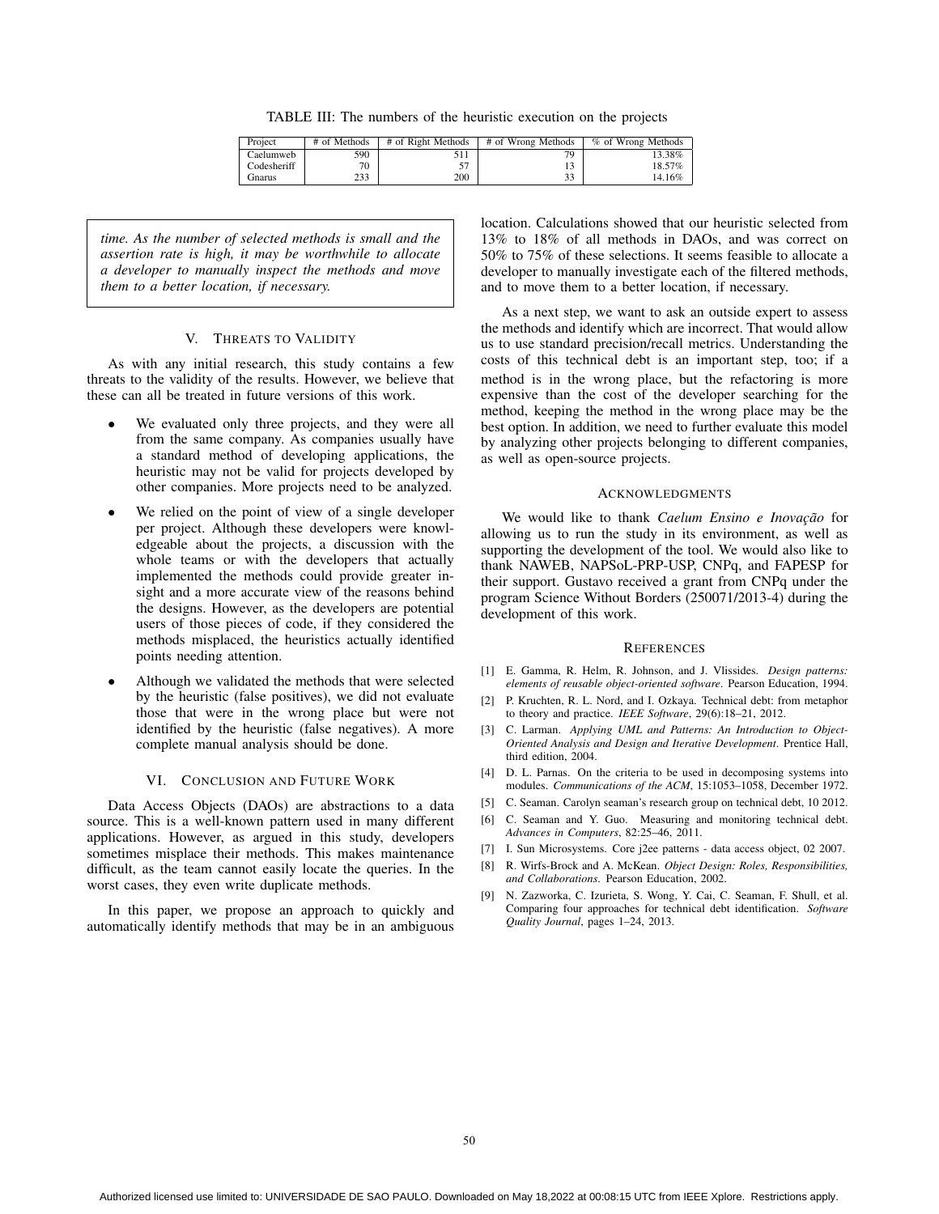TABLE III: The numbers of the heuristic execution on the projects

| Project | # of Methods | # of Right Methods | # of Wrong Methods | % of Wrong Methods |
|---|---|---|---|---|
| Caelumweb | 590 | 511 | 79 | 13.38% |
| Codesheriff | 70 | 57 | 13 | 18.57% |
| Gnarus | 233 | 200 | 33 | 14.16% |

*time. As the number of selected methods is small and the assertion rate is high, it may be worthwhile to allocate a developer to manually inspect the methods and move them to a better location, if necessary.*

## V. Threats to Validity

As with any initial research, this study contains a few threats to the validity of the results. However, we believe that these can all be treated in future versions of this work.

- We evaluated only three projects, and they were all from the same company. As companies usually have a standard method of developing applications, the heuristic may not be valid for projects developed by other companies. More projects need to be analyzed.
- We relied on the point of view of a single developer per project. Although these developers were knowledgeable about the projects, a discussion with the whole teams or with the developers that actually implemented the methods could provide greater insight and a more accurate view of the reasons behind the designs. However, as the developers are potential users of those pieces of code, if they considered the methods misplaced, the heuristics actually identified points needing attention.
- Although we validated the methods that were selected by the heuristic (false positives), we did not evaluate those that were in the wrong place but were not identified by the heuristic (false negatives). A more complete manual analysis should be done.

## VI. Conclusion and Future Work

Data Access Objects (DAOs) are abstractions to a data source. This is a well-known pattern used in many different applications. However, as argued in this study, developers sometimes misplace their methods. This makes maintenance difficult, as the team cannot easily locate the queries. In the worst cases, they even write duplicate methods.

In this paper, we propose an approach to quickly and automatically identify methods that may be in an ambiguous location. Calculations showed that our heuristic selected from 13% to 18% of all methods in DAOs, and was correct on 50% to 75% of these selections. It seems feasible to allocate a developer to manually investigate each of the filtered methods, and to move them to a better location, if necessary.

As a next step, we want to ask an outside expert to assess the methods and identify which are incorrect. That would allow us to use standard precision/recall metrics. Understanding the costs of this technical debt is an important step, too; if a method is in the wrong place, but the refactoring is more expensive than the cost of the developer searching for the method, keeping the method in the wrong place may be the best option. In addition, we need to further evaluate this model by analyzing other projects belonging to different companies, as well as open-source projects.

## Acknowledgments

We would like to thank *Caelum Ensino e Inovação* for allowing us to run the study in its environment, as well as supporting the development of the tool. We would also like to thank NAWEB, NAPSoL-PRP-USP, CNPq, and FAPESP for their support. Gustavo received a grant from CNPq under the program Science Without Borders (250071/2013-4) during the development of this work.

## References

[1] E. Gamma, R. Helm, R. Johnson, and J. Vlissides. *Design patterns: elements of reusable object-oriented software*. Pearson Education, 1994.

[2] P. Kruchten, R. L. Nord, and I. Ozkaya. Technical debt: from metaphor to theory and practice. *IEEE Software*, 29(6):18–21, 2012.

[3] C. Larman. *Applying UML and Patterns: An Introduction to Object-Oriented Analysis and Design and Iterative Development*. Prentice Hall, third edition, 2004.

[4] D. L. Parnas. On the criteria to be used in decomposing systems into modules. *Communications of the ACM*, 15:1053–1058, December 1972.

[5] C. Seaman. Carolyn seaman's research group on technical debt, 10 2012.

[6] C. Seaman and Y. Guo. Measuring and monitoring technical debt. *Advances in Computers*, 82:25–46, 2011.

[7] I. Sun Microsystems. Core j2ee patterns - data access object, 02 2007.

[8] R. Wirfs-Brock and A. McKean. *Object Design: Roles, Responsibilities, and Collaborations*. Pearson Education, 2002.

[9] N. Zazworka, C. Izurieta, S. Wong, Y. Cai, C. Seaman, F. Shull, et al. Comparing four approaches for technical debt identification. *Software Quality Journal*, pages 1–24, 2013.